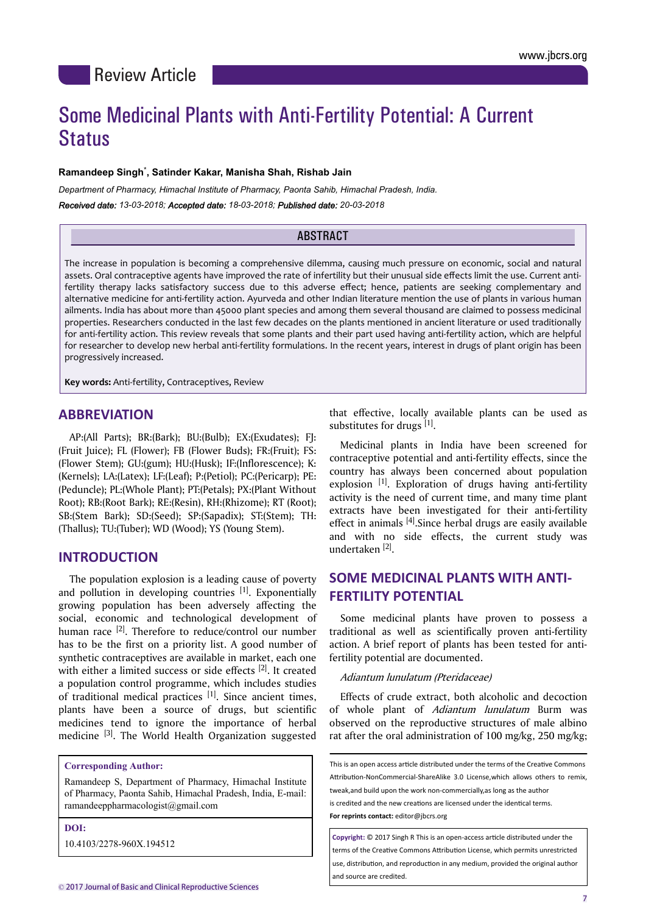Review Article

# Some Medicinal Plants with Anti-Fertility Potential: A Current Status

**Ramandeep Singh*, Satinder Kakar, Manisha Shah, Rishab Jain**

*Department of Pharmacy, Himachal Institute of Pharmacy, Paonta Sahib, Himachal Pradesh, India.*

***Received date:** 13-03-2018; **Accepted date:** 18-03-2018; **Published date:** 20-03-2018*

## ABSTRACT

The increase in population is becoming a comprehensive dilemma, causing much pressure on economic, social and natural assets. Oral contraceptive agents have improved the rate of infertility but their unusual side effects limit the use. Current anti-fertility therapy lacks satisfactory success due to this adverse effect; hence, patients are seeking complementary and alternative medicine for anti-fertility action. Ayurveda and other Indian literature mention the use of plants in various human ailments. India has about more than 45000 plant species and among them several thousand are claimed to possess medicinal properties. Researchers conducted in the last few decades on the plants mentioned in ancient literature or used traditionally for anti-fertility action. This review reveals that some plants and their part used having anti-fertility action, which are helpful for researcher to develop new herbal anti-fertility formulations. In the recent years, interest in drugs of plant origin has been progressively increased.

**Key words:** Anti-fertility, Contraceptives, Review

**Corresponding Author:**

Ramandeep S, Department of Pharmacy, Himachal Institute of Pharmacy, Paonta Sahib, Himachal Pradesh, India, E-mail: ramandeeppharmacologist@gmail.com

**DOI:**

10.4103/2278-960X.194512

## ABBREVIATION

AP:(All Parts); BR:(Bark); BU:(Bulb); EX:(Exudates); FJ:(Fruit Juice); FL (Flower); FB (Flower Buds); FR:(Fruit); FS:(Flower Stem); GU:(gum); HU:(Husk); IF:(Inflorescence); K:(Kernels); LA:(Latex); LF:(Leaf); P:(Petiol); PC:(Pericarp); PE:(Peduncle); PL:(Whole Plant); PT:(Petals); PX:(Plant Without Root); RB:(Root Bark); RE:(Resin), RH:(Rhizome); RT (Root); SB:(Stem Bark); SD:(Seed); SP:(Sapadix); ST:(Stem); TH:(Thallus); TU:(Tuber); WD (Wood); YS (Young Stem).

## INTRODUCTION

The population explosion is a leading cause of poverty and pollution in developing countries [1]. Exponentially growing population has been adversely affecting the social, economic and technological development of human race [2]. Therefore to reduce/control our number has to be the first on a priority list. A good number of synthetic contraceptives are available in market, each one with either a limited success or side effects [2]. It created a population control programme, which includes studies of traditional medical practices [1]. Since ancient times, plants have been a source of drugs, but scientific medicines tend to ignore the importance of herbal medicine [3]. The World Health Organization suggested that effective, locally available plants can be used as substitutes for drugs [1].

Medicinal plants in India have been screened for contraceptive potential and anti-fertility effects, since the country has always been concerned about population explosion [1]. Exploration of drugs having anti-fertility activity is the need of current time, and many time plant extracts have been investigated for their anti-fertility effect in animals [4].Since herbal drugs are easily available and with no side effects, the current study was undertaken [2].

## SOME MEDICINAL PLANTS WITH ANTI-FERTILITY POTENTIAL

Some medicinal plants have proven to possess a traditional as well as scientifically proven anti-fertility action. A brief report of plants has been tested for anti-fertility potential are documented.

*Adiantum lunulatum (Pteridaceae)*

Effects of crude extract, both alcoholic and decoction of whole plant of *Adiantum lunulatum* Burm was observed on the reproductive structures of male albino rat after the oral administration of 100 mg/kg, 250 mg/kg;

This is an open access article distributed under the terms of the Creative Commons Attribution-NonCommercial-ShareAlike 3.0 License,which allows others to remix, tweak,and build upon the work non-commercially,as long as the author is credited and the new creations are licensed under the identical terms.

**For reprints contact:** editor@jbcrs.org

**Copyright:** © 2017 Singh R This is an open-access article distributed under the terms of the Creative Commons Attribution License, which permits unrestricted use, distribution, and reproduction in any medium, provided the original author and source are credited.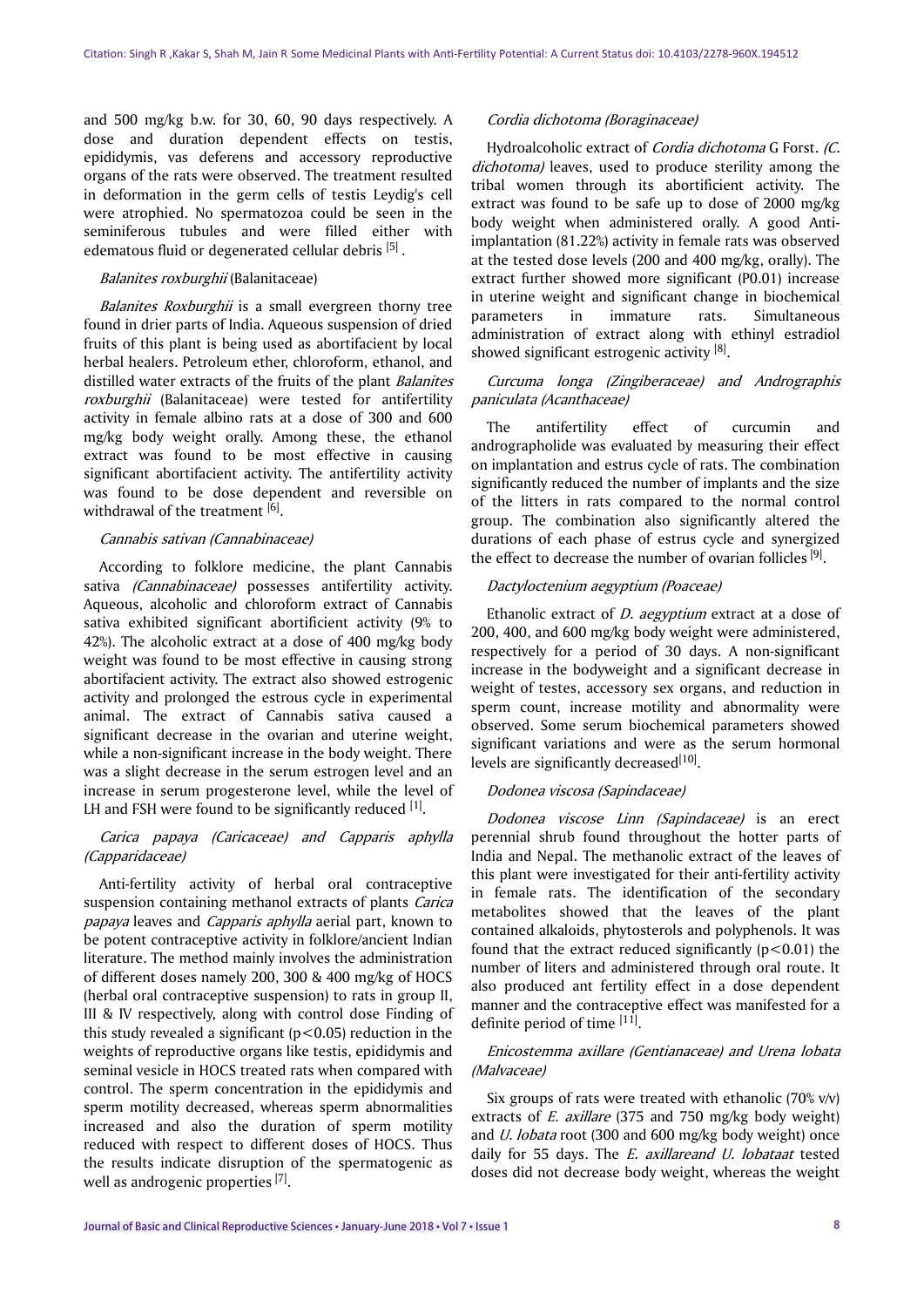and 500 mg/kg b.w. for 30, 60, 90 days respectively. A dose and duration dependent effects on testis, epididymis, vas deferens and accessory reproductive organs of the rats were observed. The treatment resulted in deformation in the germ cells of testis Leydig's cell were atrophied. No spermatozoa could be seen in the seminiferous tubules and were filled either with edematous fluid or degenerated cellular debris [5] .

### *Balanites roxburghii* (Balanitaceae)

*Balanites Roxburghii* is a small evergreen thorny tree found in drier parts of India. Aqueous suspension of dried fruits of this plant is being used as abortifacient by local herbal healers. Petroleum ether, chloroform, ethanol, and distilled water extracts of the fruits of the plant *Balanites roxburghii* (Balanitaceae) were tested for antifertility activity in female albino rats at a dose of 300 and 600 mg/kg body weight orally. Among these, the ethanol extract was found to be most effective in causing significant abortifacient activity. The antifertility activity was found to be dose dependent and reversible on withdrawal of the treatment [6].

### *Cannabis sativan (Cannabinaceae)*

According to folklore medicine, the plant Cannabis sativa *(Cannabinaceae)* possesses antifertility activity. Aqueous, alcoholic and chloroform extract of Cannabis sativa exhibited significant abortificient activity (9% to 42%). The alcoholic extract at a dose of 400 mg/kg body weight was found to be most effective in causing strong abortifacient activity. The extract also showed estrogenic activity and prolonged the estrous cycle in experimental animal. The extract of Cannabis sativa caused a significant decrease in the ovarian and uterine weight, while a non-significant increase in the body weight. There was a slight decrease in the serum estrogen level and an increase in serum progesterone level, while the level of LH and FSH were found to be significantly reduced [1].

### *Carica papaya (Caricaceae) and Capparis aphylla (Capparidaceae)*

Anti-fertility activity of herbal oral contraceptive suspension containing methanol extracts of plants *Carica papaya* leaves and *Capparis aphylla* aerial part, known to be potent contraceptive activity in folklore/ancient Indian literature. The method mainly involves the administration of different doses namely 200, 300 & 400 mg/kg of HOCS (herbal oral contraceptive suspension) to rats in group II, III & IV respectively, along with control dose Finding of this study revealed a significant ($p<0.05$) reduction in the weights of reproductive organs like testis, epididymis and seminal vesicle in HOCS treated rats when compared with control. The sperm concentration in the epididymis and sperm motility decreased, whereas sperm abnormalities increased and also the duration of sperm motility reduced with respect to different doses of HOCS. Thus the results indicate disruption of the spermatogenic as well as androgenic properties [7].

### *Cordia dichotoma (Boraginaceae)*

Hydroalcoholic extract of *Cordia dichotoma* G Forst. *(C. dichotoma)* leaves, used to produce sterility among the tribal women through its abortificient activity. The extract was found to be safe up to dose of 2000 mg/kg body weight when administered orally. A good Anti-implantation (81.22%) activity in female rats was observed at the tested dose levels (200 and 400 mg/kg, orally). The extract further showed more significant (P0.01) increase in uterine weight and significant change in biochemical parameters in immature rats. Simultaneous administration of extract along with ethinyl estradiol showed significant estrogenic activity [8].

### *Curcuma longa (Zingiberaceae) and Andrographis paniculata (Acanthaceae)*

The antifertility effect of curcumin and andrographolide was evaluated by measuring their effect on implantation and estrus cycle of rats. The combination significantly reduced the number of implants and the size of the litters in rats compared to the normal control group. The combination also significantly altered the durations of each phase of estrus cycle and synergized the effect to decrease the number of ovarian follicles [9].

### *Dactyloctenium aegyptium (Poaceae)*

Ethanolic extract of *D. aegyptium* extract at a dose of 200, 400, and 600 mg/kg body weight were administered, respectively for a period of 30 days. A non-significant increase in the bodyweight and a significant decrease in weight of testes, accessory sex organs, and reduction in sperm count, increase motility and abnormality were observed. Some serum biochemical parameters showed significant variations and were as the serum hormonal levels are significantly decreased[10].

### *Dodonea viscosa (Sapindaceae)*

*Dodonea viscose Linn (Sapindaceae)* is an erect perennial shrub found throughout the hotter parts of India and Nepal. The methanolic extract of the leaves of this plant were investigated for their anti-fertility activity in female rats. The identification of the secondary metabolites showed that the leaves of the plant contained alkaloids, phytosterols and polyphenols. It was found that the extract reduced significantly ($p<0.01$) the number of liters and administered through oral route. It also produced ant fertility effect in a dose dependent manner and the contraceptive effect was manifested for a definite period of time [11].

### *Enicostemma axillare (Gentianaceae) and Urena lobata (Malvaceae)*

Six groups of rats were treated with ethanolic (70% v/v) extracts of *E. axillare* (375 and 750 mg/kg body weight) and *U. lobata* root (300 and 600 mg/kg body weight) once daily for 55 days. The *E. axillareand U. lobataat* tested doses did not decrease body weight, whereas the weight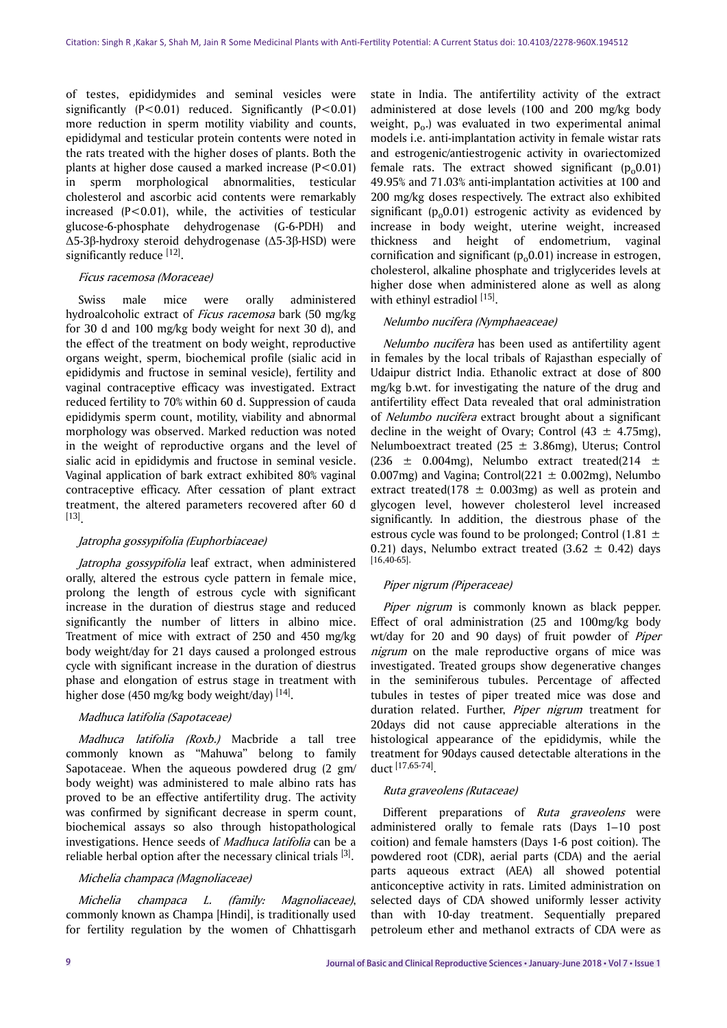of testes, epididymides and seminal vesicles were significantly ($P<0.01$) reduced. Significantly ($P<0.01$) more reduction in sperm motility viability and counts, epididymal and testicular protein contents were noted in the rats treated with the higher doses of plants. Both the plants at higher dose caused a marked increase ($P<0.01$) in sperm morphological abnormalities, testicular cholesterol and ascorbic acid contents were remarkably increased ($P<0.01$), while, the activities of testicular glucose-6-phosphate dehydrogenase (G-6-PDH) and Δ5-3β-hydroxy steroid dehydrogenase (Δ5-3β-HSD) were significantly reduce [12].

### *Ficus racemosa (Moraceae)*

Swiss male mice were orally administered hydroalcoholic extract of *Ficus racemosa* bark (50 mg/kg for 30 d and 100 mg/kg body weight for next 30 d), and the effect of the treatment on body weight, reproductive organs weight, sperm, biochemical profile (sialic acid in epididymis and fructose in seminal vesicle), fertility and vaginal contraceptive efficacy was investigated. Extract reduced fertility to 70% within 60 d. Suppression of cauda epididymis sperm count, motility, viability and abnormal morphology was observed. Marked reduction was noted in the weight of reproductive organs and the level of sialic acid in epididymis and fructose in seminal vesicle. Vaginal application of bark extract exhibited 80% vaginal contraceptive efficacy. After cessation of plant extract treatment, the altered parameters recovered after 60 d [13].

### *Jatropha gossypifolia (Euphorbiaceae)*

*Jatropha gossypifolia* leaf extract, when administered orally, altered the estrous cycle pattern in female mice, prolong the length of estrous cycle with significant increase in the duration of diestrus stage and reduced significantly the number of litters in albino mice. Treatment of mice with extract of 250 and 450 mg/kg body weight/day for 21 days caused a prolonged estrous cycle with significant increase in the duration of diestrus phase and elongation of estrus stage in treatment with higher dose (450 mg/kg body weight/day) [14].

### *Madhuca latifolia (Sapotaceae)*

*Madhuca latifolia (Roxb.)* Macbride a tall tree commonly known as "Mahuwa" belong to family Sapotaceae. When the aqueous powdered drug (2 gm/ body weight) was administered to male albino rats has proved to be an effective antifertility drug. The activity was confirmed by significant decrease in sperm count, biochemical assays so also through histopathological investigations. Hence seeds of *Madhuca latifolia* can be a reliable herbal option after the necessary clinical trials [3].

### *Michelia champaca (Magnoliaceae)*

*Michelia champaca L. (family: Magnoliaceae)*, commonly known as Champa [Hindi], is traditionally used for fertility regulation by the women of Chhattisgarh state in India. The antifertility activity of the extract administered at dose levels (100 and 200 mg/kg body weight, $p_o$.) was evaluated in two experimental animal models i.e. anti-implantation activity in female wistar rats and estrogenic/antiestrogenic activity in ovariectomized female rats. The extract showed significant ($p_o$0.01) 49.95% and 71.03% anti-implantation activities at 100 and 200 mg/kg doses respectively. The extract also exhibited significant ($p_o$0.01) estrogenic activity as evidenced by increase in body weight, uterine weight, increased thickness and height of endometrium, vaginal cornification and significant ($p_o$0.01) increase in estrogen, cholesterol, alkaline phosphate and triglycerides levels at higher dose when administered alone as well as along with ethinyl estradiol [15].

### *Nelumbo nucifera (Nymphaeaceae)*

*Nelumbo nucifera* has been used as antifertility agent in females by the local tribals of Rajasthan especially of Udaipur district India. Ethanolic extract at dose of 800 mg/kg b.wt. for investigating the nature of the drug and antifertility effect Data revealed that oral administration of *Nelumbo nucifera* extract brought about a significant decline in the weight of Ovary; Control (43 ± 4.75mg), Nelumboextract treated (25 ± 3.86mg), Uterus; Control (236 ± 0.004mg), Nelumbo extract treated(214 ± 0.007mg) and Vagina; Control(221 ± 0.002mg), Nelumbo extract treated(178 ± 0.003mg) as well as protein and glycogen level, however cholesterol level increased significantly. In addition, the diestrous phase of the estrous cycle was found to be prolonged; Control (1.81 ± 0.21) days, Nelumbo extract treated (3.62 ± 0.42) days [16,40-65].

### *Piper nigrum (Piperaceae)*

*Piper nigrum* is commonly known as black pepper. Effect of oral administration (25 and 100mg/kg body wt/day for 20 and 90 days) of fruit powder of *Piper nigrum* on the male reproductive organs of mice was investigated. Treated groups show degenerative changes in the seminiferous tubules. Percentage of affected tubules in testes of piper treated mice was dose and duration related. Further, *Piper nigrum* treatment for 20days did not cause appreciable alterations in the histological appearance of the epididymis, while the treatment for 90days caused detectable alterations in the duct [17,65-74].

### *Ruta graveolens (Rutaceae)*

Different preparations of *Ruta graveolens* were administered orally to female rats (Days 1–10 post coition) and female hamsters (Days 1-6 post coition). The powdered root (CDR), aerial parts (CDA) and the aerial parts aqueous extract (AEA) all showed potential anticonceptive activity in rats. Limited administration on selected days of CDA showed uniformly lesser activity than with 10-day treatment. Sequentially prepared petroleum ether and methanol extracts of CDA were as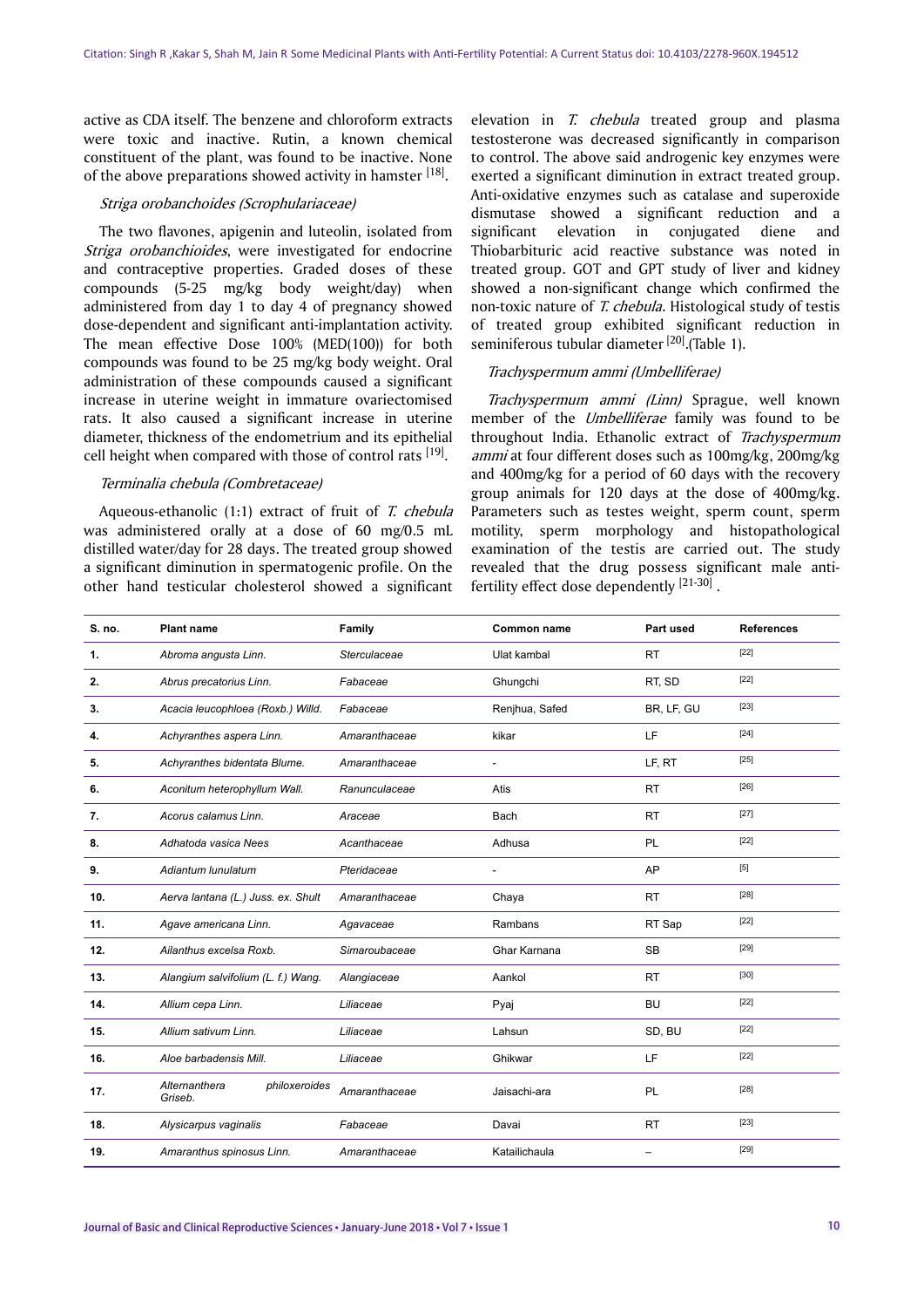active as CDA itself. The benzene and chloroform extracts were toxic and inactive. Rutin, a known chemical constituent of the plant, was found to be inactive. None of the above preparations showed activity in hamster [18].

### *Striga orobanchoides (Scrophulariaceae)*

The two flavones, apigenin and luteolin, isolated from *Striga orobanchioides*, were investigated for endocrine and contraceptive properties. Graded doses of these compounds (5-25 mg/kg body weight/day) when administered from day 1 to day 4 of pregnancy showed dose-dependent and significant anti-implantation activity. The mean effective Dose 100% (MED(100)) for both compounds was found to be 25 mg/kg body weight. Oral administration of these compounds caused a significant increase in uterine weight in immature ovariectomised rats. It also caused a significant increase in uterine diameter, thickness of the endometrium and its epithelial cell height when compared with those of control rats [19].

### *Terminalia chebula (Combretaceae)*

Aqueous-ethanolic (1:1) extract of fruit of *T. chebula* was administered orally at a dose of 60 mg/0.5 mL distilled water/day for 28 days. The treated group showed a significant diminution in spermatogenic profile. On the other hand testicular cholesterol showed a significant elevation in *T. chebula* treated group and plasma testosterone was decreased significantly in comparison to control. The above said androgenic key enzymes were exerted a significant diminution in extract treated group. Anti-oxidative enzymes such as catalase and superoxide dismutase showed a significant reduction and a significant elevation in conjugated diene and Thiobarbituric acid reactive substance was noted in treated group. GOT and GPT study of liver and kidney showed a non-significant change which confirmed the non-toxic nature of *T. chebula*. Histological study of testis of treated group exhibited significant reduction in seminiferous tubular diameter [20].(Table 1).

### *Trachyspermum ammi (Umbelliferae)*

*Trachyspermum ammi (Linn)* Sprague, well known member of the *Umbelliferae* family was found to be throughout India. Ethanolic extract of *Trachyspermum ammi* at four different doses such as 100mg/kg, 200mg/kg and 400mg/kg for a period of 60 days with the recovery group animals for 120 days at the dose of 400mg/kg. Parameters such as testes weight, sperm count, sperm motility, sperm morphology and histopathological examination of the testis are carried out. The study revealed that the drug possess significant male anti-fertility effect dose dependently [21-30] .

| S. no. | Plant name | Family | Common name | Part used | References |
|---|---|---|---|---|---|
| 1. | *Abroma angusta Linn.* | *Sterculaceae* | Ulat kambal | RT | [22] |
| 2. | *Abrus precatorius Linn.* | *Fabaceae* | Ghungchi | RT, SD | [22] |
| 3. | *Acacia leucophloea (Roxb.) Willd.* | *Fabaceae* | Renjhua, Safed | BR, LF, GU | [23] |
| 4. | *Achyranthes aspera Linn.* | *Amaranthaceae* | kikar | LF | [24] |
| 5. | *Achyranthes bidentata Blume.* | *Amaranthaceae* | - | LF, RT | [25] |
| 6. | *Aconitum heterophyllum Wall.* | *Ranunculaceae* | Atis | RT | [26] |
| 7. | *Acorus calamus Linn.* | *Araceae* | Bach | RT | [27] |
| 8. | *Adhatoda vasica Nees* | *Acanthaceae* | Adhusa | PL | [22] |
| 9. | *Adiantum lunulatum* | *Pteridaceae* | - | AP | [5] |
| 10. | *Aerva lantana (L.) Juss. ex. Shult* | *Amaranthaceae* | Chaya | RT | [28] |
| 11. | *Agave americana Linn.* | *Agavaceae* | Rambans | RT Sap | [22] |
| 12. | *Ailanthus excelsa Roxb.* | *Simaroubaceae* | Ghar Karnana | SB | [29] |
| 13. | *Alangium salvifolium (L. f.) Wang.* | *Alangiaceae* | Aankol | RT | [30] |
| 14. | *Allium cepa Linn.* | *Liliaceae* | Pyaj | BU | [22] |
| 15. | *Allium sativum Linn.* | *Liliaceae* | Lahsun | SD, BU | [22] |
| 16. | *Aloe barbadensis Mill.* | *Liliaceae* | Ghikwar | LF | [22] |
| 17. | *Alternanthera philoxeroides Griseb.* | *Amaranthaceae* | Jaisachi-ara | PL | [28] |
| 18. | *Alysicarpus vaginalis* | *Fabaceae* | Davai | RT | [23] |
| 19. | *Amaranthus spinosus Linn.* | *Amaranthaceae* | Katailichaula | – | [29] |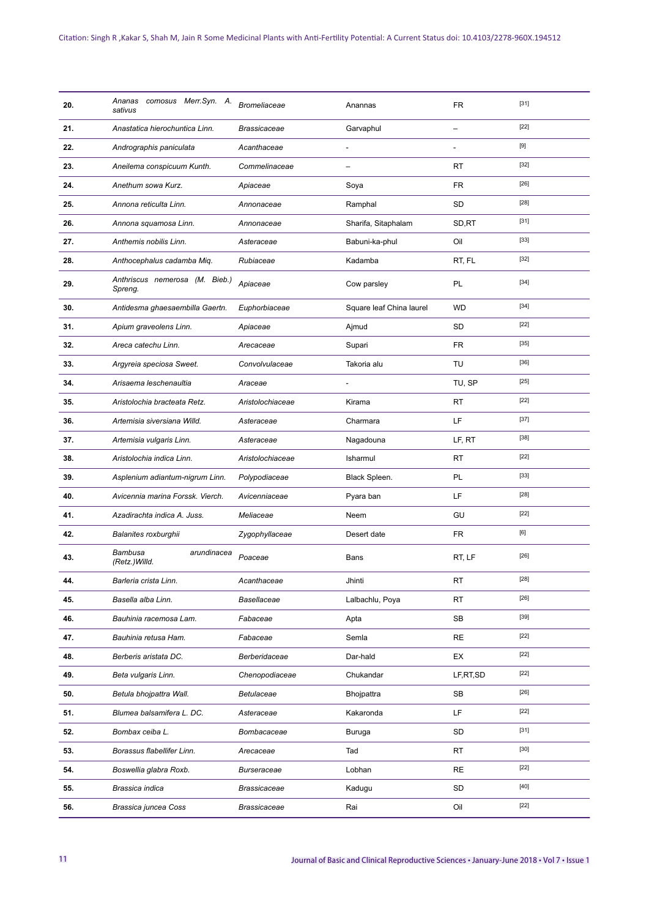| **20.** | *Ananas comosus Merr.Syn. A. sativus* | *Bromeliaceae* | Anannas | FR | [31] |
|---|---|---|---|---|---|
| **21.** | *Anastatica hierochuntica Linn.* | *Brassicaceae* | Garvaphul | – | [22] |
| **22.** | *Andrographis paniculata* | *Acanthaceae* | - | - | [9] |
| **23.** | *Aneilema conspicuum Kunth.* | *Commelinaceae* | – | RT | [32] |
| **24.** | *Anethum sowa Kurz.* | *Apiaceae* | Soya | FR | [26] |
| **25.** | *Annona reticulta Linn.* | *Annonaceae* | Ramphal | SD | [28] |
| **26.** | *Annona squamosa Linn.* | *Annonaceae* | Sharifa, Sitaphalam | SD,RT | [31] |
| **27.** | *Anthemis nobilis Linn.* | *Asteraceae* | Babuni-ka-phul | Oil | [33] |
| **28.** | *Anthocephalus cadamba Miq.* | *Rubiaceae* | Kadamba | RT, FL | [32] |
| **29.** | *Anthriscus nemerosa (M. Bieb.) Spreng.* | *Apiaceae* | Cow parsley | PL | [34] |
| **30.** | *Antidesma ghaesaembilla Gaertn.* | *Euphorbiaceae* | Square leaf China laurel | WD | [34] |
| **31.** | *Apium graveolens Linn.* | *Apiaceae* | Ajmud | SD | [22] |
| **32.** | *Areca catechu Linn.* | *Arecaceae* | Supari | FR | [35] |
| **33.** | *Argyreia speciosa Sweet.* | *Convolvulaceae* | Takoria alu | TU | [36] |
| **34.** | *Arisaema leschenaultia* | *Araceae* | - | TU, SP | [25] |
| **35.** | *Aristolochia bracteata Retz.* | *Aristolochiaceae* | Kirama | RT | [22] |
| **36.** | *Artemisia siversiana Willd.* | *Asteraceae* | Charmara | LF | [37] |
| **37.** | *Artemisia vulgaris Linn.* | *Asteraceae* | Nagadouna | LF, RT | [38] |
| **38.** | *Aristolochia indica Linn.* | *Aristolochiaceae* | Isharmul | RT | [22] |
| **39.** | *Asplenium adiantum-nigrum Linn.* | *Polypodiaceae* | Black Spleen. | PL | [33] |
| **40.** | *Avicennia marina Forssk. Vierch.* | *Avicenniaceae* | Pyara ban | LF | [28] |
| **41.** | *Azadirachta indica A. Juss.* | *Meliaceae* | Neem | GU | [22] |
| **42.** | *Balanites roxburghii* | *Zygophyllaceae* | Desert date | FR | [6] |
| **43.** | *Bambusa arundinacea (Retz.)Willd.* | *Poaceae* | Bans | RT, LF | [26] |
| **44.** | *Barleria crista Linn.* | *Acanthaceae* | Jhinti | RT | [28] |
| **45.** | *Basella alba Linn.* | *Basellaceae* | Lalbachlu, Poya | RT | [26] |
| **46.** | *Bauhinia racemosa Lam.* | *Fabaceae* | Apta | SB | [39] |
| **47.** | *Bauhinia retusa Ham.* | *Fabaceae* | Semla | RE | [22] |
| **48.** | *Berberis aristata DC.* | *Berberidaceae* | Dar-hald | EX | [22] |
| **49.** | *Beta vulgaris Linn.* | *Chenopodiaceae* | Chukandar | LF,RT,SD | [22] |
| **50.** | *Betula bhojpattra Wall.* | *Betulaceae* | Bhojpattra | SB | [26] |
| **51.** | *Blumea balsamifera L. DC.* | *Asteraceae* | Kakaronda | LF | [22] |
| **52.** | *Bombax ceiba L.* | *Bombacaceae* | Buruga | SD | [31] |
| **53.** | *Borassus flabellifer Linn.* | *Arecaceae* | Tad | RT | [30] |
| **54.** | *Boswellia glabra Roxb.* | *Burseraceae* | Lobhan | RE | [22] |
| **55.** | *Brassica indica* | *Brassicaceae* | Kadugu | SD | [40] |
| **56.** | *Brassica juncea Coss* | *Brassicaceae* | Rai | Oil | [22] |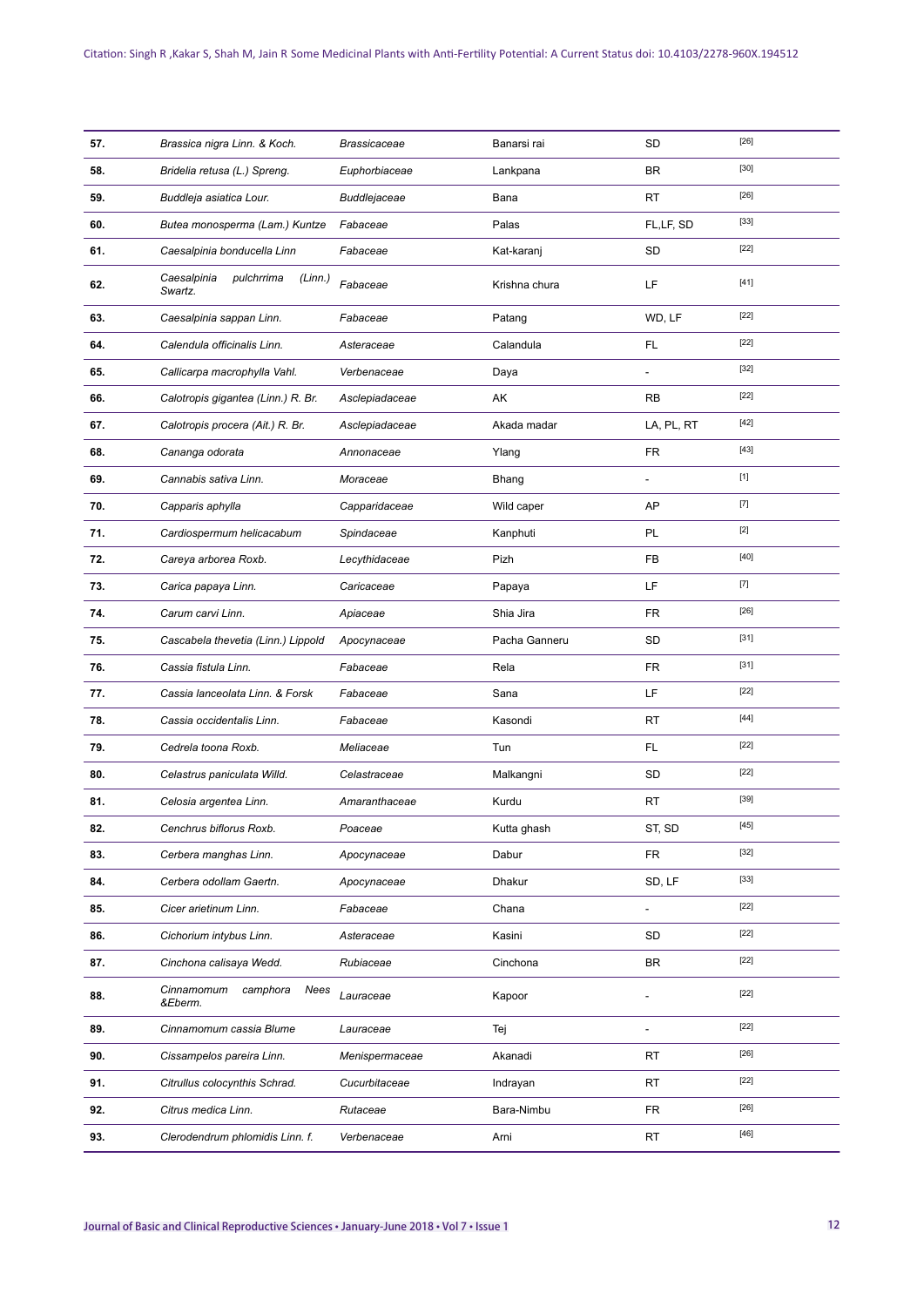| | | | | | |
|---|---|---|---|---|---|
| **57.** | *Brassica nigra Linn. & Koch.* | *Brassicaceae* | Banarsi rai | SD | [26] |
| **58.** | *Bridelia retusa (L.) Spreng.* | *Euphorbiaceae* | Lankpana | BR | [30] |
| **59.** | *Buddleja asiatica Lour.* | *Buddlejaceae* | Bana | RT | [26] |
| **60.** | *Butea monosperma (Lam.) Kuntze* | *Fabaceae* | Palas | FL,LF, SD | [33] |
| **61.** | *Caesalpinia bonducella Linn* | *Fabaceae* | Kat-karanj | SD | [22] |
| **62.** | *Caesalpinia pulchrrima (Linn.) Swartz.* | *Fabaceae* | Krishna chura | LF | [41] |
| **63.** | *Caesalpinia sappan Linn.* | *Fabaceae* | Patang | WD, LF | [22] |
| **64.** | *Calendula officinalis Linn.* | *Asteraceae* | Calandula | FL | [22] |
| **65.** | *Callicarpa macrophylla Vahl.* | *Verbenaceae* | Daya | - | [32] |
| **66.** | *Calotropis gigantea (Linn.) R. Br.* | *Asclepiadaceae* | AK | RB | [22] |
| **67.** | *Calotropis procera (Ait.) R. Br.* | *Asclepiadaceae* | Akada madar | LA, PL, RT | [42] |
| **68.** | *Cananga odorata* | *Annonaceae* | Ylang | FR | [43] |
| **69.** | *Cannabis sativa Linn.* | *Moraceae* | Bhang | - | [1] |
| **70.** | *Capparis aphylla* | *Capparidaceae* | Wild caper | AP | [7] |
| **71.** | *Cardiospermum helicacabum* | *Spindaceae* | Kanphuti | PL | [2] |
| **72.** | *Careya arborea Roxb.* | *Lecythidaceae* | Pizh | FB | [40] |
| **73.** | *Carica papaya Linn.* | *Caricaceae* | Papaya | LF | [7] |
| **74.** | *Carum carvi Linn.* | *Apiaceae* | Shia Jira | FR | [26] |
| **75.** | *Cascabela thevetia (Linn.) Lippold* | *Apocynaceae* | Pacha Ganneru | SD | [31] |
| **76.** | *Cassia fistula Linn.* | *Fabaceae* | Rela | FR | [31] |
| **77.** | *Cassia lanceolata Linn. & Forsk* | *Fabaceae* | Sana | LF | [22] |
| **78.** | *Cassia occidentalis Linn.* | *Fabaceae* | Kasondi | RT | [44] |
| **79.** | *Cedrela toona Roxb.* | *Meliaceae* | Tun | FL | [22] |
| **80.** | *Celastrus paniculata Willd.* | *Celastraceae* | Malkangni | SD | [22] |
| **81.** | *Celosia argentea Linn.* | *Amaranthaceae* | Kurdu | RT | [39] |
| **82.** | *Cenchrus biflorus Roxb.* | *Poaceae* | Kutta ghash | ST, SD | [45] |
| **83.** | *Cerbera manghas Linn.* | *Apocynaceae* | Dabur | FR | [32] |
| **84.** | *Cerbera odollam Gaertn.* | *Apocynaceae* | Dhakur | SD, LF | [33] |
| **85.** | *Cicer arietinum Linn.* | *Fabaceae* | Chana | - | [22] |
| **86.** | *Cichorium intybus Linn.* | *Asteraceae* | Kasini | SD | [22] |
| **87.** | *Cinchona calisaya Wedd.* | *Rubiaceae* | Cinchona | BR | [22] |
| **88.** | *Cinnamomum camphora Nees &Eberm.* | *Lauraceae* | Kapoor | - | [22] |
| **89.** | *Cinnamomum cassia Blume* | *Lauraceae* | Tej | - | [22] |
| **90.** | *Cissampelos pareira Linn.* | *Menispermaceae* | Akanadi | RT | [26] |
| **91.** | *Citrullus colocynthis Schrad.* | *Cucurbitaceae* | Indrayan | RT | [22] |
| **92.** | *Citrus medica Linn.* | *Rutaceae* | Bara-Nimbu | FR | [26] |
| **93.** | *Clerodendrum phlomidis Linn. f.* | *Verbenaceae* | Arni | RT | [46] |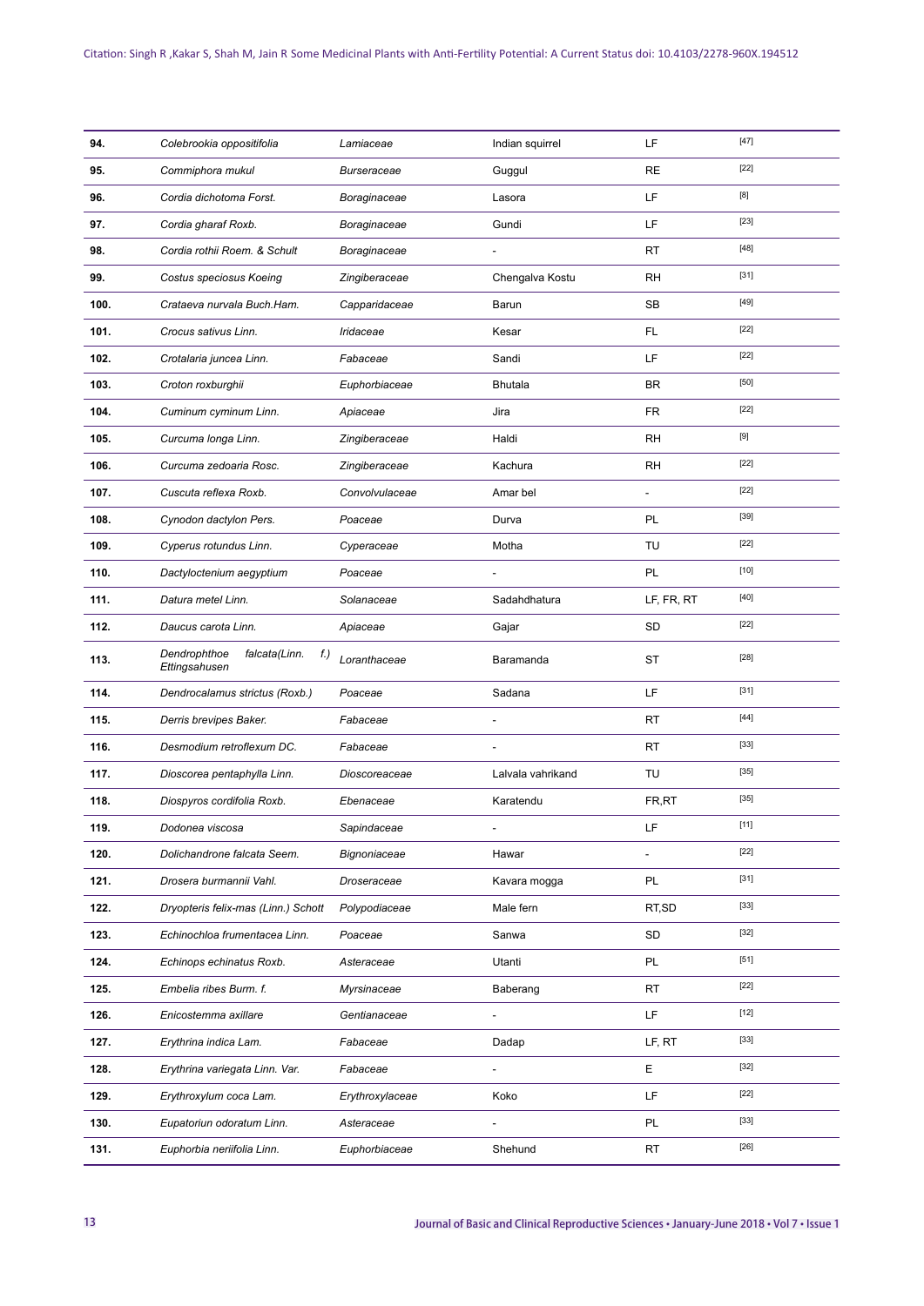| 94. | *Colebrookia oppositifolia* | *Lamiaceae* | Indian squirrel | LF | [47] |
|---|---|---|---|---|---|
| 95. | *Commiphora mukul* | *Burseraceae* | Guggul | RE | [22] |
| 96. | *Cordia dichotoma Forst.* | *Boraginaceae* | Lasora | LF | [8] |
| 97. | *Cordia gharaf Roxb.* | *Boraginaceae* | Gundi | LF | [23] |
| 98. | *Cordia rothii Roem. & Schult* | *Boraginaceae* | - | RT | [48] |
| 99. | *Costus speciosus Koeing* | *Zingiberaceae* | Chengalva Kostu | RH | [31] |
| 100. | *Crataeva nurvala Buch.Ham.* | *Capparidaceae* | Barun | SB | [49] |
| 101. | *Crocus sativus Linn.* | *Iridaceae* | Kesar | FL | [22] |
| 102. | *Crotalaria juncea Linn.* | *Fabaceae* | Sandi | LF | [22] |
| 103. | *Croton roxburghii* | *Euphorbiaceae* | Bhutala | BR | [50] |
| 104. | *Cuminum cyminum Linn.* | *Apiaceae* | Jira | FR | [22] |
| 105. | *Curcuma longa Linn.* | *Zingiberaceae* | Haldi | RH | [9] |
| 106. | *Curcuma zedoaria Rosc.* | *Zingiberaceae* | Kachura | RH | [22] |
| 107. | *Cuscuta reflexa Roxb.* | *Convolvulaceae* | Amar bel | - | [22] |
| 108. | *Cynodon dactylon Pers.* | *Poaceae* | Durva | PL | [39] |
| 109. | *Cyperus rotundus Linn.* | *Cyperaceae* | Motha | TU | [22] |
| 110. | *Dactyloctenium aegyptium* | *Poaceae* | - | PL | [10] |
| 111. | *Datura metel Linn.* | *Solanaceae* | Sadahdhatura | LF, FR, RT | [40] |
| 112. | *Daucus carota Linn.* | *Apiaceae* | Gajar | SD | [22] |
| 113. | *Dendrophthoe falcata(Linn. f.) Ettingsahusen* | *Loranthaceae* | Baramanda | ST | [28] |
| 114. | *Dendrocalamus strictus (Roxb.)* | *Poaceae* | Sadana | LF | [31] |
| 115. | *Derris brevipes Baker.* | *Fabaceae* | - | RT | [44] |
| 116. | *Desmodium retroflexum DC.* | *Fabaceae* | - | RT | [33] |
| 117. | *Dioscorea pentaphylla Linn.* | *Dioscoreaceae* | Lalvala vahrikand | TU | [35] |
| 118. | *Diospyros cordifolia Roxb.* | *Ebenaceae* | Karatendu | FR,RT | [35] |
| 119. | *Dodonea viscosa* | *Sapindaceae* | - | LF | [11] |
| 120. | *Dolichandrone falcata Seem.* | *Bignoniaceae* | Hawar | - | [22] |
| 121. | *Drosera burmannii Vahl.* | *Droseraceae* | Kavara mogga | PL | [31] |
| 122. | *Dryopteris felix-mas (Linn.) Schott* | *Polypodiaceae* | Male fern | RT,SD | [33] |
| 123. | *Echinochloa frumentacea Linn.* | *Poaceae* | Sanwa | SD | [32] |
| 124. | *Echinops echinatus Roxb.* | *Asteraceae* | Utanti | PL | [51] |
| 125. | *Embelia ribes Burm. f.* | *Myrsinaceae* | Baberang | RT | [22] |
| 126. | *Enicostemma axillare* | *Gentianaceae* | - | LF | [12] |
| 127. | *Erythrina indica Lam.* | *Fabaceae* | Dadap | LF, RT | [33] |
| 128. | *Erythrina variegata Linn. Var.* | *Fabaceae* | - | E | [32] |
| 129. | *Erythroxylum coca Lam.* | *Erythroxylaceae* | Koko | LF | [22] |
| 130. | *Eupatoriun odoratum Linn.* | *Asteraceae* | - | PL | [33] |
| 131. | *Euphorbia neriifolia Linn.* | *Euphorbiaceae* | Shehund | RT | [26] |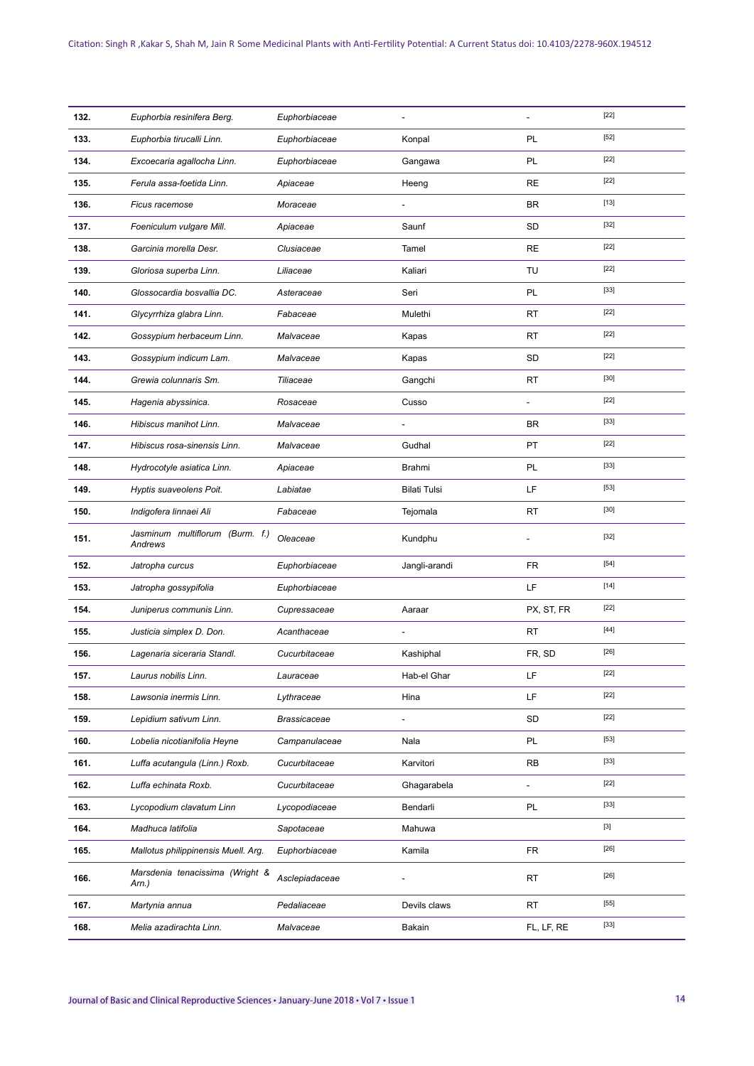| 132. | *Euphorbia resinifera Berg.* | *Euphorbiaceae* | - | - | [22] |
|---|---|---|---|---|---|
| 133. | *Euphorbia tirucalli Linn.* | *Euphorbiaceae* | Konpal | PL | [52] |
| 134. | *Excoecaria agallocha Linn.* | *Euphorbiaceae* | Gangawa | PL | [22] |
| 135. | *Ferula assa-foetida Linn.* | *Apiaceae* | Heeng | RE | [22] |
| 136. | *Ficus racemose* | *Moraceae* | - | BR | [13] |
| 137. | *Foeniculum vulgare Mill.* | *Apiaceae* | Saunf | SD | [32] |
| 138. | *Garcinia morella Desr.* | *Clusiaceae* | Tamel | RE | [22] |
| 139. | *Gloriosa superba Linn.* | *Liliaceae* | Kaliari | TU | [22] |
| 140. | *Glossocardia bosvallia DC.* | *Asteraceae* | Seri | PL | [33] |
| 141. | *Glycyrrhiza glabra Linn.* | *Fabaceae* | Mulethi | RT | [22] |
| 142. | *Gossypium herbaceum Linn.* | *Malvaceae* | Kapas | RT | [22] |
| 143. | *Gossypium indicum Lam.* | *Malvaceae* | Kapas | SD | [22] |
| 144. | *Grewia colunnaris Sm.* | *Tiliaceae* | Gangchi | RT | [30] |
| 145. | *Hagenia abyssinica.* | *Rosaceae* | Cusso | - | [22] |
| 146. | *Hibiscus manihot Linn.* | *Malvaceae* | - | BR | [33] |
| 147. | *Hibiscus rosa-sinensis Linn.* | *Malvaceae* | Gudhal | PT | [22] |
| 148. | *Hydrocotyle asiatica Linn.* | *Apiaceae* | Brahmi | PL | [33] |
| 149. | *Hyptis suaveolens Poit.* | *Labiatae* | Bilati Tulsi | LF | [53] |
| 150. | *Indigofera linnaei Ali* | *Fabaceae* | Tejomala | RT | [30] |
| 151. | *Jasminum multiflorum (Burm. f.) Andrews* | *Oleaceae* | Kundphu | - | [32] |
| 152. | *Jatropha curcus* | *Euphorbiaceae* | Jangli-arandi | FR | [54] |
| 153. | *Jatropha gossypifolia* | *Euphorbiaceae* | | LF | [14] |
| 154. | *Juniperus communis Linn.* | *Cupressaceae* | Aaraar | PX, ST, FR | [22] |
| 155. | *Justicia simplex D. Don.* | *Acanthaceae* | - | RT | [44] |
| 156. | *Lagenaria siceraria Standl.* | *Cucurbitaceae* | Kashiphal | FR, SD | [26] |
| 157. | *Laurus nobilis Linn.* | *Lauraceae* | Hab-el Ghar | LF | [22] |
| 158. | *Lawsonia inermis Linn.* | *Lythraceae* | Hina | LF | [22] |
| 159. | *Lepidium sativum Linn.* | *Brassicaceae* | - | SD | [22] |
| 160. | *Lobelia nicotianifolia Heyne* | *Campanulaceae* | Nala | PL | [53] |
| 161. | *Luffa acutangula (Linn.) Roxb.* | *Cucurbitaceae* | Karvitori | RB | [33] |
| 162. | *Luffa echinata Roxb.* | *Cucurbitaceae* | Ghagarabela | - | [22] |
| 163. | *Lycopodium clavatum Linn* | *Lycopodiaceae* | Bendarli | PL | [33] |
| 164. | *Madhuca latifolia* | *Sapotaceae* | Mahuwa | | [3] |
| 165. | *Mallotus philippinensis Muell. Arg.* | *Euphorbiaceae* | Kamila | FR | [26] |
| 166. | *Marsdenia tenacissima (Wright & Arn.)* | *Asclepiadaceae* | - | RT | [26] |
| 167. | *Martynia annua* | *Pedaliaceae* | Devils claws | RT | [55] |
| 168. | *Melia azadirachta Linn.* | *Malvaceae* | Bakain | FL, LF, RE | [33] |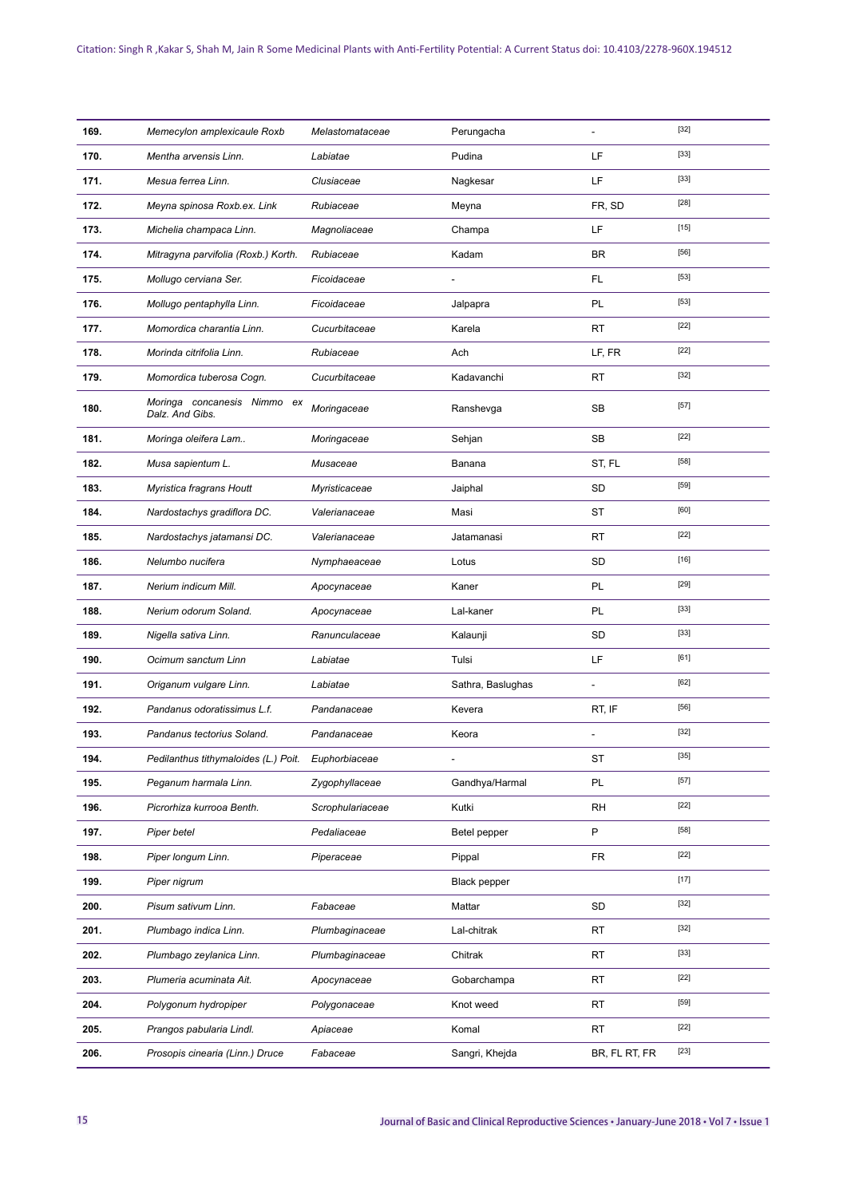| | | | | | |
|---|---|---|---|---|---|
| 169. | *Memecylon amplexicaule Roxb* | *Melastomataceae* | Perungacha | - | [32] |
| 170. | *Mentha arvensis Linn.* | *Labiatae* | Pudina | LF | [33] |
| 171. | *Mesua ferrea Linn.* | *Clusiaceae* | Nagkesar | LF | [33] |
| 172. | *Meyna spinosa Roxb.ex. Link* | *Rubiaceae* | Meyna | FR, SD | [28] |
| 173. | *Michelia champaca Linn.* | *Magnoliaceae* | Champa | LF | [15] |
| 174. | *Mitragyna parvifolia (Roxb.) Korth.* | *Rubiaceae* | Kadam | BR | [56] |
| 175. | *Mollugo cerviana Ser.* | *Ficoidaceae* | - | FL | [53] |
| 176. | *Mollugo pentaphylla Linn.* | *Ficoidaceae* | Jalpapra | PL | [53] |
| 177. | *Momordica charantia Linn.* | *Cucurbitaceae* | Karela | RT | [22] |
| 178. | *Morinda citrifolia Linn.* | *Rubiaceae* | Ach | LF, FR | [22] |
| 179. | *Momordica tuberosa Cogn.* | *Cucurbitaceae* | Kadavanchi | RT | [32] |
| 180. | *Moringa concanesis Nimmo ex Dalz. And Gibs.* | *Moringaceae* | Ranshevga | SB | [57] |
| 181. | *Moringa oleifera Lam..* | *Moringaceae* | Sehjan | SB | [22] |
| 182. | *Musa sapientum L.* | *Musaceae* | Banana | ST, FL | [58] |
| 183. | *Myristica fragrans Houtt* | *Myristicaceae* | Jaiphal | SD | [59] |
| 184. | *Nardostachys gradiflora DC.* | *Valerianaceae* | Masi | ST | [60] |
| 185. | *Nardostachys jatamansi DC.* | *Valerianaceae* | Jatamanasi | RT | [22] |
| 186. | *Nelumbo nucifera* | *Nymphaeaceae* | Lotus | SD | [16] |
| 187. | *Nerium indicum Mill.* | *Apocynaceae* | Kaner | PL | [29] |
| 188. | *Nerium odorum Soland.* | *Apocynaceae* | Lal-kaner | PL | [33] |
| 189. | *Nigella sativa Linn.* | *Ranunculaceae* | Kalaunji | SD | [33] |
| 190. | *Ocimum sanctum Linn* | *Labiatae* | Tulsi | LF | [61] |
| 191. | *Origanum vulgare Linn.* | *Labiatae* | Sathra, Baslughas | - | [62] |
| 192. | *Pandanus odoratissimus L.f.* | *Pandanaceae* | Kevera | RT, IF | [56] |
| 193. | *Pandanus tectorius Soland.* | *Pandanaceae* | Keora | - | [32] |
| 194. | *Pedilanthus tithymaloides (L.) Poit.* | *Euphorbiaceae* | - | ST | [35] |
| 195. | *Peganum harmala Linn.* | *Zygophyllaceae* | Gandhya/Harmal | PL | [57] |
| 196. | *Picrorhiza kurrooa Benth.* | *Scrophulariaceae* | Kutki | RH | [22] |
| 197. | *Piper betel* | *Pedaliaceae* | Betel pepper | P | [58] |
| 198. | *Piper longum Linn.* | *Piperaceae* | Pippal | FR | [22] |
| 199. | *Piper nigrum* | | Black pepper | | [17] |
| 200. | *Pisum sativum Linn.* | *Fabaceae* | Mattar | SD | [32] |
| 201. | *Plumbago indica Linn.* | *Plumbaginaceae* | Lal-chitrak | RT | [32] |
| 202. | *Plumbago zeylanica Linn.* | *Plumbaginaceae* | Chitrak | RT | [33] |
| 203. | *Plumeria acuminata Ait.* | *Apocynaceae* | Gobarchampa | RT | [22] |
| 204. | *Polygonum hydropiper* | *Polygonaceae* | Knot weed | RT | [59] |
| 205. | *Prangos pabularia Lindl.* | *Apiaceae* | Komal | RT | [22] |
| 206. | *Prosopis cinearia (Linn.) Druce* | *Fabaceae* | Sangri, Khejda | BR, FL RT, FR | [23] |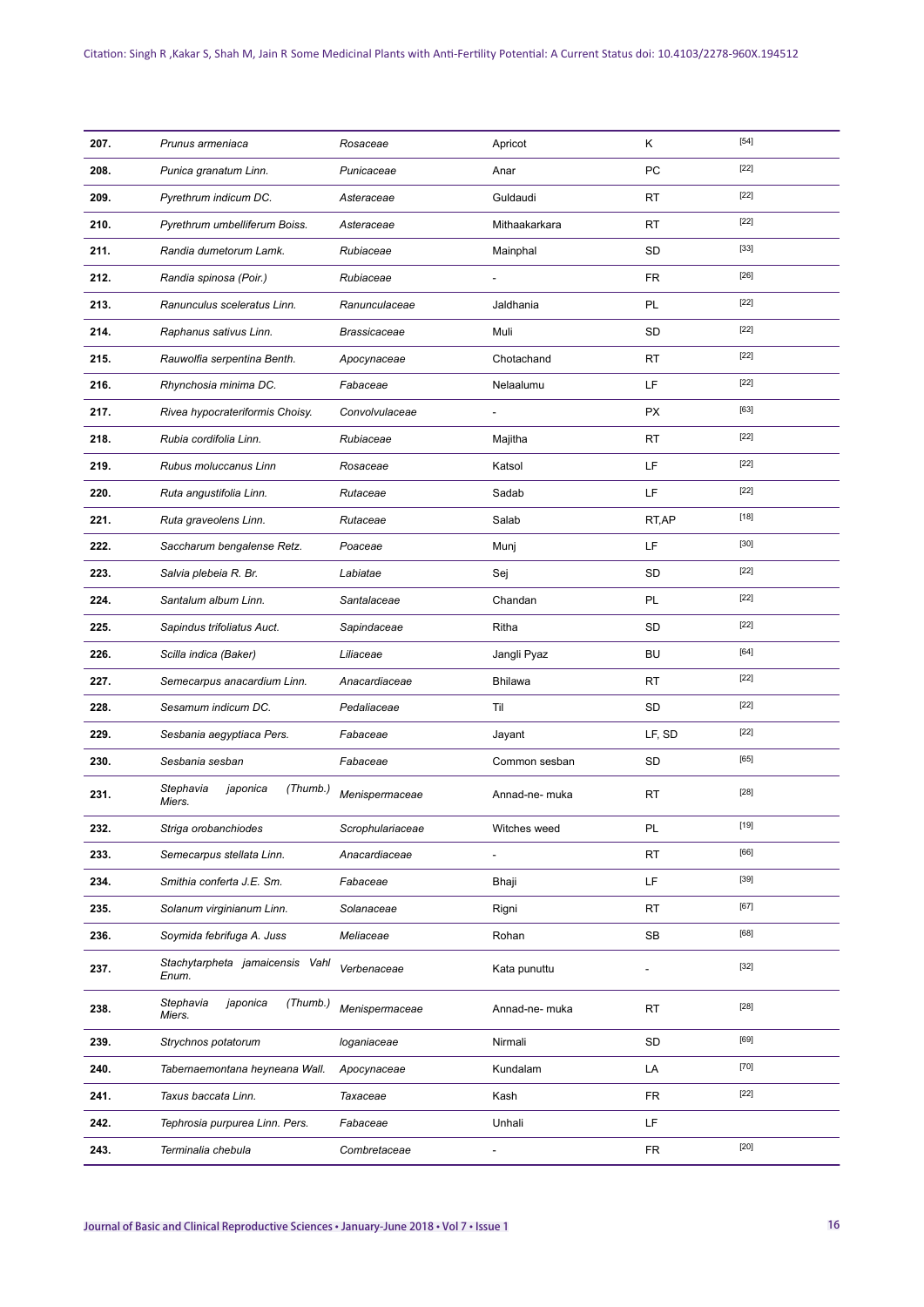| | | | | | |
|---|---|---|---|---|---|
| **207.** | *Prunus armeniaca* | *Rosaceae* | Apricot | K | [54] |
| **208.** | *Punica granatum Linn.* | *Punicaceae* | Anar | PC | [22] |
| **209.** | *Pyrethrum indicum DC.* | *Asteraceae* | Guldaudi | RT | [22] |
| **210.** | *Pyrethrum umbelliferum Boiss.* | *Asteraceae* | Mithaakarkara | RT | [22] |
| **211.** | *Randia dumetorum Lamk.* | *Rubiaceae* | Mainphal | SD | [33] |
| **212.** | *Randia spinosa (Poir.)* | *Rubiaceae* | - | FR | [26] |
| **213.** | *Ranunculus sceleratus Linn.* | *Ranunculaceae* | Jaldhania | PL | [22] |
| **214.** | *Raphanus sativus Linn.* | *Brassicaceae* | Muli | SD | [22] |
| **215.** | *Rauwolfia serpentina Benth.* | *Apocynaceae* | Chotachand | RT | [22] |
| **216.** | *Rhynchosia minima DC.* | *Fabaceae* | Nelaalumu | LF | [22] |
| **217.** | *Rivea hypocrateriformis Choisy.* | *Convolvulaceae* | - | PX | [63] |
| **218.** | *Rubia cordifolia Linn.* | *Rubiaceae* | Majitha | RT | [22] |
| **219.** | *Rubus moluccanus Linn* | *Rosaceae* | Katsol | LF | [22] |
| **220.** | *Ruta angustifolia Linn.* | *Rutaceae* | Sadab | LF | [22] |
| **221.** | *Ruta graveolens Linn.* | *Rutaceae* | Salab | RT,AP | [18] |
| **222.** | *Saccharum bengalense Retz.* | *Poaceae* | Munj | LF | [30] |
| **223.** | *Salvia plebeia R. Br.* | *Labiatae* | Sej | SD | [22] |
| **224.** | *Santalum album Linn.* | *Santalaceae* | Chandan | PL | [22] |
| **225.** | *Sapindus trifoliatus Auct.* | *Sapindaceae* | Ritha | SD | [22] |
| **226.** | *Scilla indica (Baker)* | *Liliaceae* | Jangli Pyaz | BU | [64] |
| **227.** | *Semecarpus anacardium Linn.* | *Anacardiaceae* | Bhilawa | RT | [22] |
| **228.** | *Sesamum indicum DC.* | *Pedaliaceae* | Til | SD | [22] |
| **229.** | *Sesbania aegyptiaca Pers.* | *Fabaceae* | Jayant | LF, SD | [22] |
| **230.** | *Sesbania sesban* | *Fabaceae* | Common sesban | SD | [65] |
| **231.** | *Stephavia japonica (Thumb.) Miers.* | *Menispermaceae* | Annad-ne- muka | RT | [28] |
| **232.** | *Striga orobanchiodes* | *Scrophulariaceae* | Witches weed | PL | [19] |
| **233.** | *Semecarpus stellata Linn.* | *Anacardiaceae* | - | RT | [66] |
| **234.** | *Smithia conferta J.E. Sm.* | *Fabaceae* | Bhaji | LF | [39] |
| **235.** | *Solanum virginianum Linn.* | *Solanaceae* | Rigni | RT | [67] |
| **236.** | *Soymida febrifuga A. Juss* | *Meliaceae* | Rohan | SB | [68] |
| **237.** | *Stachytarpheta jamaicensis Vahl Enum.* | *Verbenaceae* | Kata punuttu | - | [32] |
| **238.** | *Stephavia japonica (Thumb.) Miers.* | *Menispermaceae* | Annad-ne- muka | RT | [28] |
| **239.** | *Strychnos potatorum* | *loganiaceae* | Nirmali | SD | [69] |
| **240.** | *Tabernaemontana heyneana Wall.* | *Apocynaceae* | Kundalam | LA | [70] |
| **241.** | *Taxus baccata Linn.* | *Taxaceae* | Kash | FR | [22] |
| **242.** | *Tephrosia purpurea Linn. Pers.* | *Fabaceae* | Unhali | LF | |
| **243.** | *Terminalia chebula* | *Combretaceae* | - | FR | [20] |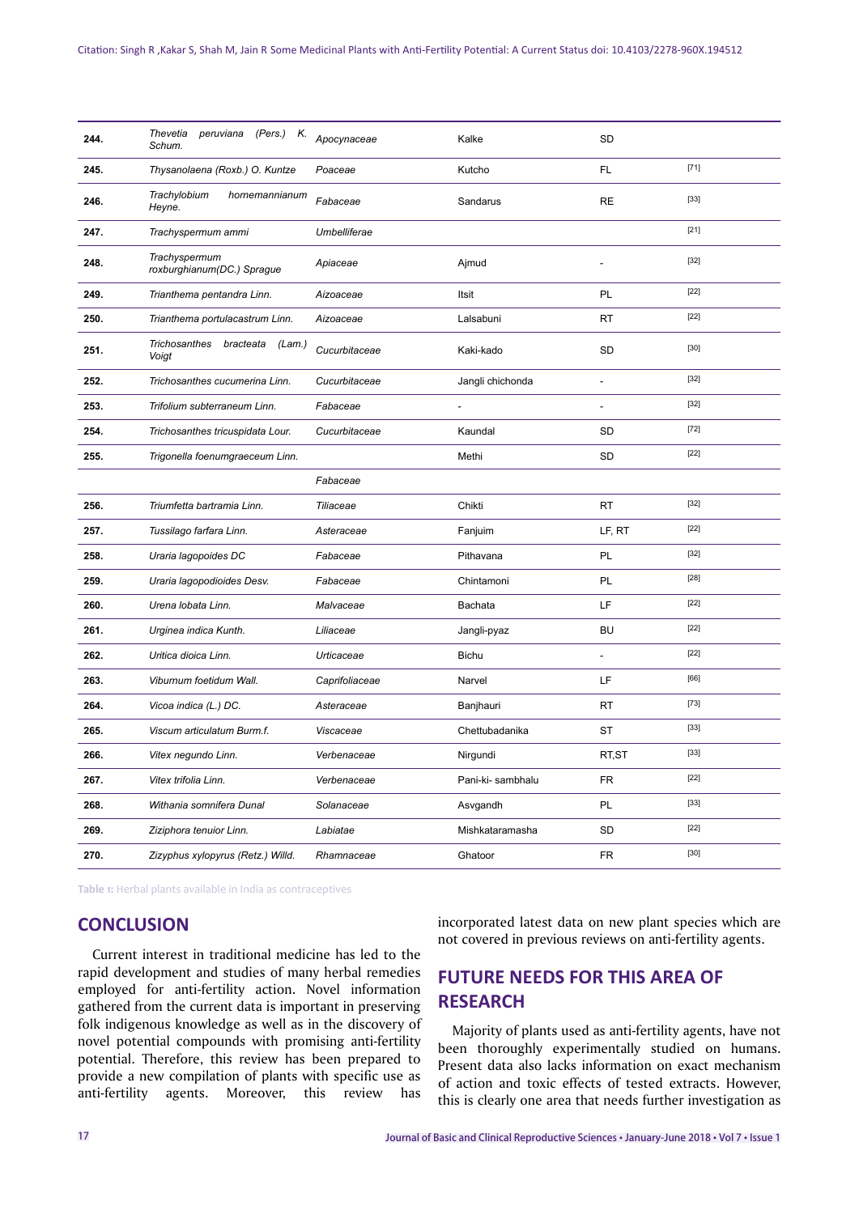| | | | | | |
|---|---|---|---|---|---|
| **244.** | *Thevetia peruviana (Pers.) K. Schum.* | *Apocynaceae* | Kalke | SD | |
| **245.** | *Thysanolaena (Roxb.) O. Kuntze* | *Poaceae* | Kutcho | FL | [71] |
| **246.** | *Trachylobium hornemannianum Heyne.* | *Fabaceae* | Sandarus | RE | [33] |
| **247.** | *Trachyspermum ammi* | *Umbelliferae* | | | [21] |
| **248.** | *Trachyspermum roxburghianum(DC.) Sprague* | *Apiaceae* | Ajmud | - | [32] |
| **249.** | *Trianthema pentandra Linn.* | *Aizoaceae* | Itsit | PL | [22] |
| **250.** | *Trianthema portulacastrum Linn.* | *Aizoaceae* | Lalsabuni | RT | [22] |
| **251.** | *Trichosanthes bracteata (Lam.) Voigt* | *Cucurbitaceae* | Kaki-kado | SD | [30] |
| **252.** | *Trichosanthes cucumerina Linn.* | *Cucurbitaceae* | Jangli chichonda | - | [32] |
| **253.** | *Trifolium subterraneum Linn.* | *Fabaceae* | - | - | [32] |
| **254.** | *Trichosanthes tricuspidata Lour.* | *Cucurbitaceae* | Kaundal | SD | [72] |
| **255.** | *Trigonella foenumgraeceum Linn.* | | Methi | SD | [22] |
| | | *Fabaceae* | | | |
| **256.** | *Triumfetta bartramia Linn.* | *Tiliaceae* | Chikti | RT | [32] |
| **257.** | *Tussilago farfara Linn.* | *Asteraceae* | Fanjuim | LF, RT | [22] |
| **258.** | *Uraria lagopoides DC* | *Fabaceae* | Pithavana | PL | [32] |
| **259.** | *Uraria lagopodioides Desv.* | *Fabaceae* | Chintamoni | PL | [28] |
| **260.** | *Urena lobata Linn.* | *Malvaceae* | Bachata | LF | [22] |
| **261.** | *Urginea indica Kunth.* | *Liliaceae* | Jangli-pyaz | BU | [22] |
| **262.** | *Uritica dioica Linn.* | *Urticaceae* | Bichu | - | [22] |
| **263.** | *Viburnum foetidum Wall.* | *Caprifoliaceae* | Narvel | LF | [66] |
| **264.** | *Vicoa indica (L.) DC.* | *Asteraceae* | Banjhauri | RT | [73] |
| **265.** | *Viscum articulatum Burm.f.* | *Viscaceae* | Chettubadanika | ST | [33] |
| **266.** | *Vitex negundo Linn.* | *Verbenaceae* | Nirgundi | RT,ST | [33] |
| **267.** | *Vitex trifolia Linn.* | *Verbenaceae* | Pani-ki- sambhalu | FR | [22] |
| **268.** | *Withania somnifera Dunal* | *Solanaceae* | Asvgandh | PL | [33] |
| **269.** | *Ziziphora tenuior Linn.* | *Labiatae* | Mishkataramasha | SD | [22] |
| **270.** | *Zizyphus xylopyrus (Retz.) Willd.* | *Rhamnaceae* | Ghatoor | FR | [30] |

**Table 1:** Herbal plants available in India as contraceptives

## CONCLUSION

Current interest in traditional medicine has led to the rapid development and studies of many herbal remedies employed for anti-fertility action. Novel information gathered from the current data is important in preserving folk indigenous knowledge as well as in the discovery of novel potential compounds with promising anti-fertility potential. Therefore, this review has been prepared to provide a new compilation of plants with specific use as anti-fertility agents. Moreover, this review has incorporated latest data on new plant species which are not covered in previous reviews on anti-fertility agents.

## FUTURE NEEDS FOR THIS AREA OF RESEARCH

Majority of plants used as anti-fertility agents, have not been thoroughly experimentally studied on humans. Present data also lacks information on exact mechanism of action and toxic effects of tested extracts. However, this is clearly one area that needs further investigation as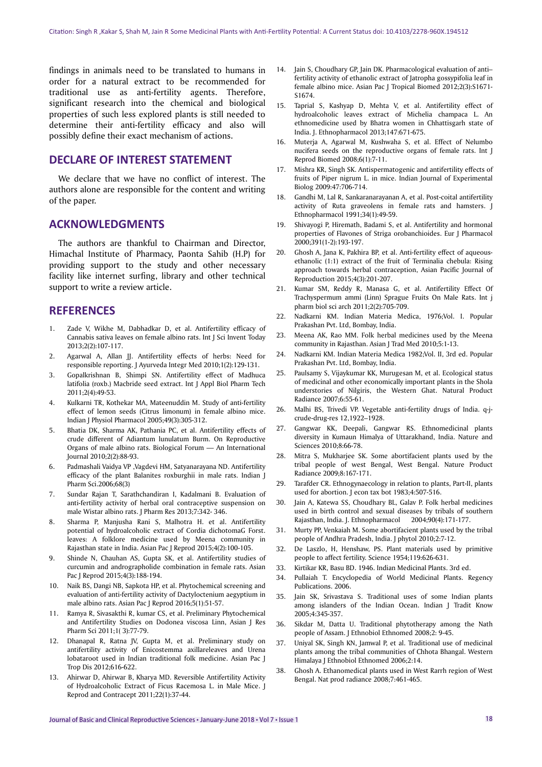findings in animals need to be translated to humans in order for a natural extract to be recommended for traditional use as anti-fertility agents. Therefore, significant research into the chemical and biological properties of such less explored plants is still needed to determine their anti-fertility efficacy and also will possibly define their exact mechanism of actions.

## DECLARE OF INTEREST STATEMENT

We declare that we have no conflict of interest. The authors alone are responsible for the content and writing of the paper.

## ACKNOWLEDGMENTS

The authors are thankful to Chairman and Director, Himachal Institute of Pharmacy, Paonta Sahib (H.P) for providing support to the study and other necessary facility like internet surfing, library and other technical support to write a review article.

## REFERENCES

1. Zade V, Wikhe M, Dabhadkar D, et al. Antifertility efficacy of Cannabis sativa leaves on female albino rats. Int J Sci Invent Today 2013;2(2):107-117.
2. Agarwal A, Allan JJ. Antifertility effects of herbs: Need for responsible reporting. J Ayurveda Integr Med 2010;1(2):129-131.
3. Gopalkrishnan B, Shimpi SN. Antifertility effect of Madhuca latifolia (roxb.) Macbride seed extract. Int J Appl Biol Pharm Tech 2011;2(4):49-53.
4. Kulkarni TR, Kothekar MA, Mateenuddin M. Study of anti-fertility effect of lemon seeds (Citrus limonum) in female albino mice. Indian J Physiol Pharmacol 2005;49(3):305-312.
5. Bhatia DK, Sharma AK, Pathania PC, et al. Antifertility effects of crude different of Adiantum lunulatum Burm. On Reproductive Organs of male albino rats. Biological Forum — An International Journal 2010;2(2):88-93.
6. Padmashali Vaidya VP ,Vagdevi HM, Satyanarayana ND. Antifertility efficacy of the plant Balanites roxburghii in male rats. Indian J Pharm Sci.2006;68(3)
7. Sundar Rajan T, Sarathchandiran I, Kadalmani B. Evaluation of anti-fertility activity of herbal oral contraceptive suspension on male Wistar albino rats. J Pharm Res 2013;7:342- 346.
8. Sharma P, Manjusha Rani S, Malhotra H. et al. Antifertility potential of hydroalcoholic extract of Cordia dichotomaG Forst. leaves: A folklore medicine used by Meena community in Rajasthan state in India. Asian Pac J Reprod 2015;4(2):100-105.
9. Shinde N, Chauhan AS, Gupta SK, et al. Antifertility studies of curcumin and andrographolide combination in female rats. Asian Pac J Reprod 2015;4(3):188-194.
10. Naik BS, Dangi NB, Sapkota HP, et al. Phytochemical screening and evaluation of anti-fertility activity of Dactyloctenium aegyptium in male albino rats. Asian Pac J Reprod 2016;5(1):51-57.
11. Ramya R, Sivasakthi R, kumar CS, et al. Preliminary Phytochemical and Antifertility Studies on Dodonea viscosa Linn, Asian J Res Pharm Sci 2011;1( 3):77-79.
12. Dhanapal R, Ratna JV, Gupta M, et al. Preliminary study on antifertility activity of Enicostemma axillareleaves and Urena lobataroot used in Indian traditional folk medicine. Asian Pac J Trop Dis 2012;616-622.
13. Ahirwar D, Ahirwar B, Kharya MD. Reversible Antifertility Activity of Hydroalcoholic Extract of Ficus Racemosa L. in Male Mice. J Reprod and Contracept 2011;22(1):37-44.
14. Jain S, Choudhary GP, Jain DK. Pharmacological evaluation of anti–fertility activity of ethanolic extract of Jatropha gossypifolia leaf in female albino mice. Asian Pac J Tropical Biomed 2012;2(3):S1671-S1674.
15. Taprial S, Kashyap D, Mehta V, et al. Antifertility effect of hydroalcoholic leaves extract of Michelia champaca L. An ethnomedicine used by Bhatra women in Chhattisgarh state of India. J. Ethnopharmacol 2013;147:671-675.
16. Muterja A, Agarwal M, Kushwaha S, et al. Effect of Nelumbo nucifera seeds on the reproductive organs of female rats. Int J Reprod Biomed 2008;6(1):7-11.
17. Mishra KR, Singh SK. Antispermatogenic and antifertility effects of fruits of Piper nigrum L. in mice. Indian Journal of Experimental Biolog 2009:47:706-714.
18. Gandhi M, Lal R, Sankaranarayanan A, et al. Post-coital antifertility activity of Ruta graveolens in female rats and hamsters. J Ethnopharmacol 1991;34(1):49-59.
19. Shivayogi P, Hiremath, Badami S, et al. Antifertility and hormonal properties of Flavones of Striga orobanchioides. Eur J Pharmacol 2000;391(1-2):193-197.
20. Ghosh A, Jana K, Pakhira BP, et al. Anti-fertility effect of aqueous-ethanolic (1:1) extract of the fruit of Terminalia chebula: Rising approach towards herbal contraception, Asian Pacific Journal of Reproduction 2015;4(3):201-207.
21. Kumar SM, Reddy R, Manasa G, et al. Antifertility Effect Of Trachyspermum ammi (Linn) Sprague Fruits On Male Rats. Int j pharm biol sci arch 2011;2(2):705-709.
22. Nadkarni KM. Indian Materia Medica, 1976;Vol. I. Popular Prakashan Pvt. Ltd, Bombay, India.
23. Meena AK, Rao MM. Folk herbal medicines used by the Meena community in Rajasthan. Asian J Trad Med 2010;5:1-13.
24. Nadkarni KM. Indian Materia Medica 1982;Vol. II, 3rd ed. Popular Prakashan Pvt. Ltd, Bombay, India.
25. Paulsamy S, Vijaykumar KK, Murugesan M, et al. Ecological status of medicinal and other economically important plants in the Shola understories of Nilgiris, the Western Ghat. Natural Product Radiance 2007;6:55-61.
26. Malhi BS, Trivedi VP. Vegetable anti-fertility drugs of India. q-j-crude-drug-res 12,1922–1928.
27. Gangwar KK, Deepali, Gangwar RS. Ethnomedicinal plants diversity in Kumaun Himalya of Uttarakhand, India. Nature and Sciences 2010;8:66-78.
28. Mitra S, Mukharjee SK. Some abortifacient plants used by the tribal people of west Bengal, West Bengal. Nature Product Radiance 2009;8:167-171.
29. Tarafder CR. Ethnogynaecology in relation to plants, Part-II, plants used for abortion. J econ tax bot 1983;4:507-516.
30. Jain A, Katewa SS, Choudhary BL, Galav P. Folk herbal medicines used in birth control and sexual diseases by tribals of southern Rajasthan, India. J. Ethnopharmacol 2004;90(4):171-177.
31. Murty PP, Venkaiah M. Some abortifacient plants used by the tribal people of Andhra Pradesh, India. J phytol 2010;2:7-12.
32. De Laszlo, H, Henshaw, PS. Plant materials used by primitive people to affect fertility. Science 1954;119:626-631.
33. Kirtikar KR, Basu BD. 1946. Indian Medicinal Plants. 3rd ed.
34. Pullaiah T. Encyclopedia of World Medicinal Plants. Regency Publications. 2006.
35. Jain SK, Srivastava S. Traditional uses of some Indian plants among islanders of the Indian Ocean. Indian J Tradit Know 2005;4:345-357.
36. Sikdar M, Datta U. Traditional phytotherapy among the Nath people of Assam. J Ethnobiol Ethnomed 2008;2: 9-45.
37. Uniyal SK, Singh KN, Jamwal P, et al. Traditional use of medicinal plants among the tribal communities of Chhota Bhangal. Western Himalaya J Ethnobiol Ethnomed 2006;2:14.
38. Ghosh A. Ethanomedical plants used in West Rarrh region of West Bengal. Nat prod radiance 2008;7:461-465.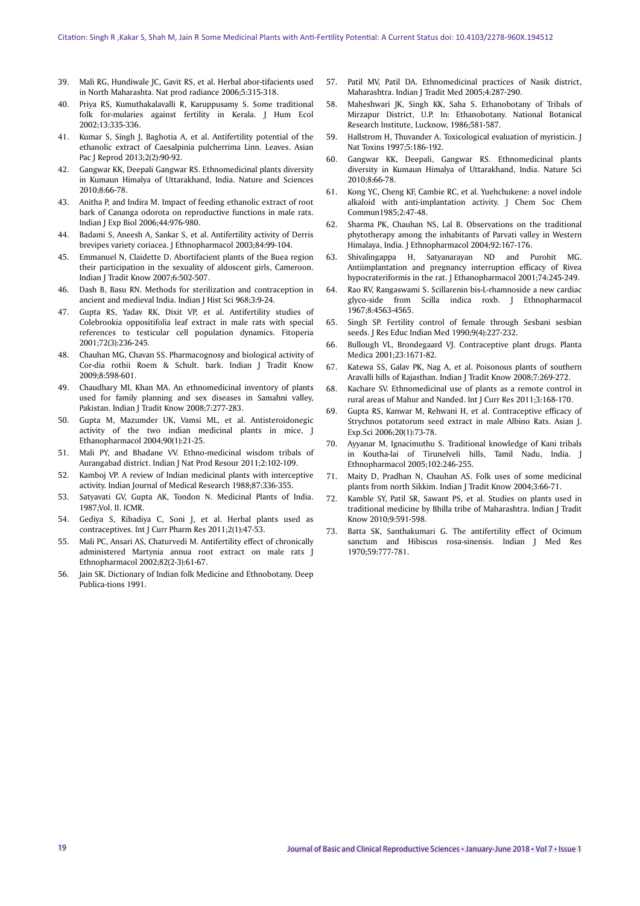39. Mali RG, Hundiwale JC, Gavit RS, et al. Herbal abor-tifacients used in North Maharashta. Nat prod radiance 2006;5:315-318.
40. Priya RS, Kumuthakalavalli R, Karuppusamy S. Some traditional folk for-mularies against fertility in Kerala. J Hum Ecol 2002;13:335-336.
41. Kumar S, Singh J, Baghotia A, et al. Antifertility potential of the ethanolic extract of Caesalpinia pulcherrima Linn. Leaves. Asian Pac J Reprod 2013;2(2):90-92.
42. Gangwar KK, Deepali Gangwar RS. Ethnomedicinal plants diversity in Kumaun Himalya of Uttarakhand, India. Nature and Sciences 2010;8:66-78.
43. Anitha P, and Indira M. Impact of feeding ethanolic extract of root bark of Cananga odorota on reproductive functions in male rats. Indian J Exp Biol 2006;44:976-980.
44. Badami S, Aneesh A, Sankar S, et al. Antifertility activity of Derris brevipes variety coriacea. J Ethnopharmacol 2003;84:99-104.
45. Emmanuel N, Claidette D. Abortifacient plants of the Buea region their participation in the sexuality of aldoscent girls, Cameroon. Indian J Tradit Know 2007;6:502-507.
46. Dash B, Basu RN. Methods for sterilization and contraception in ancient and medieval India. Indian J Hist Sci 968;3:9-24.
47. Gupta RS, Yadav RK, Dixit VP, et al. Antifertility studies of Colebrookia oppositifolia leaf extract in male rats with special references to testicular cell population dynamics. Fitoperia 2001;72(3):236-245.
48. Chauhan MG, Chavan SS. Pharmacognosy and biological activity of Cor-dia rothii Roem & Schult. bark. Indian J Tradit Know 2009;8:598-601.
49. Chaudhary MI, Khan MA. An ethnomedicinal inventory of plants used for family planning and sex diseases in Samahni valley, Pakistan. Indian J Tradit Know 2008;7:277-283.
50. Gupta M, Mazumder UK, Vamsi ML, et al. Antisteroidonegic activity of the two indian medicinal plants in mice, J Ethanopharmacol 2004;90(1):21-25.
51. Mali PY, and Bhadane VV. Ethno-medicinal wisdom tribals of Aurangabad district. Indian J Nat Prod Resour 2011;2:102-109.
52. Kamboj VP. A review of Indian medicinal plants with interceptive activity. Indian Journal of Medical Research 1988;87:336-355.
53. Satyavati GV, Gupta AK, Tondon N. Medicinal Plants of India. 1987;Vol. II. ICMR.
54. Gediya S, Ribadiya C, Soni J, et al. Herbal plants used as contraceptives. Int J Curr Pharm Res 2011;2(1):47-53.
55. Mali PC, Ansari AS, Chaturvedi M. Antifertility effect of chronically administered Martynia annua root extract on male rats J Ethnopharmacol 2002;82(2-3):61-67.
56. Jain SK. Dictionary of Indian folk Medicine and Ethnobotany. Deep Publica-tions 1991.
57. Patil MV, Patil DA. Ethnomedicinal practices of Nasik district, Maharashtra. Indian J Tradit Med 2005;4:287-290.
58. Maheshwari JK, Singh KK, Saha S. Ethanobotany of Tribals of Mirzapur District, U.P. In: Ethanobotany. National Botanical Research Institute, Lucknow, 1986;581-587.
59. Hallstrom H, Thuvander A. Toxicological evaluation of myristicin. J Nat Toxins 1997;5:186-192.
60. Gangwar KK, Deepali, Gangwar RS. Ethnomedicinal plants diversity in Kumaun Himalya of Uttarakhand, India. Nature Sci 2010;8:66-78.
61. Kong YC, Cheng KF, Cambie RC, et al. Yuehchukene: a novel indole alkaloid with anti-implantation activity. J Chem Soc Chem Commun1985;2:47-48.
62. Sharma PK, Chauhan NS, Lal B. Observations on the traditional phytotherapy among the inhabitants of Parvati valley in Western Himalaya, India. J Ethnopharmacol 2004;92:167-176.
63. Shivalingappa H, Satyanarayan ND and Purohit MG. Antiimplantation and pregnancy interruption efficacy of Rivea hypocrateriformis in the rat. J Ethanopharmacol 2001;74:245-249.
64. Rao RV, Rangaswami S. Scillarenin bis-L-rhamnoside a new cardiac glyco-side from Scilla indica roxb. J Ethnopharmacol 1967;8:4563-4565.
65. Singh SP. Fertility control of female through Sesbani sesbian seeds. J Res Educ Indian Med 1990;9(4):227-232.
66. Bullough VL, Brondegaard VJ. Contraceptive plant drugs. Planta Medica 2001;23:1671-82.
67. Katewa SS, Galav PK, Nag A, et al. Poisonous plants of southern Aravalli hills of Rajasthan. Indian J Tradit Know 2008;7:269-272.
68. Kachare SV. Ethnomedicinal use of plants as a remote control in rural areas of Mahur and Nanded. Int J Curr Res 2011;3:168-170.
69. Gupta RS, Kanwar M, Rehwani H, et al. Contraceptive efficacy of Strychnos potatorum seed extract in male Albino Rats. Asian J. Exp.Sci 2006;20(1):73-78.
70. Ayyanar M, Ignacimuthu S. Traditional knowledge of Kani tribals in Koutha-lai of Tirunelveli hills, Tamil Nadu, India. J Ethnopharmacol 2005;102:246-255.
71. Maity D, Pradhan N, Chauhan AS. Folk uses of some medicinal plants from north Sikkim. Indian J Tradit Know 2004;3:66-71.
72. Kamble SY, Patil SR, Sawant PS, et al. Studies on plants used in traditional medicine by Bhilla tribe of Maharashtra. Indian J Tradit Know 2010;9:591-598.
73. Batta SK, Santhakumari G. The antifertility effect of Ocimum sanctum and Hibiscus rosa-sinensis. Indian J Med Res 1970;59:777-781.